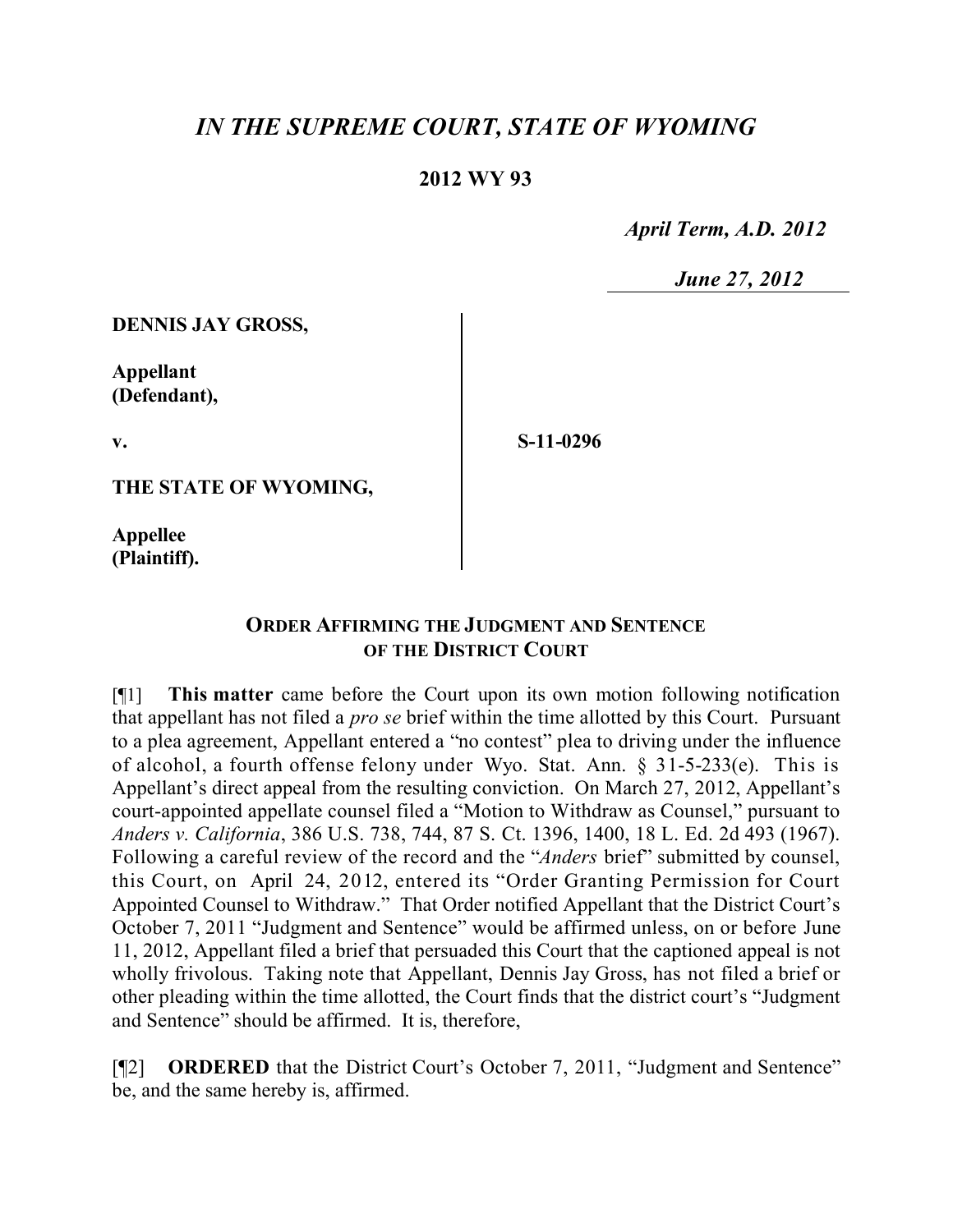# *IN THE SUPREME COURT, STATE OF WYOMING*

**2012 WY 93**

*April Term, A.D. 2012*

*June 27, 2012*

**DENNIS JAY GROSS,**

**Appellant (Defendant),**

**v.**

**S-11-0296**

**THE STATE OF WYOMING,**

**Appellee (Plaintiff).**

## ORDER AFFIRMING THE JUDGMENT AND SENTENCE OF THE DISTRICT COURT

[¶1] **This matter** came before the Court upon its own motion following notification that appellant has not filed a *pro se* brief within the time allotted by this Court. Pursuant to a plea agreement, Appellant entered a "no contest" plea to driving under the influence of alcohol, a fourth offense felony under Wyo. Stat. Ann. § 31-5-233(e). This is Appellant's direct appeal from the resulting conviction. On March 27, 2012, Appellant's court-appointed appellate counsel filed a "Motion to Withdraw as Counsel," pursuant to *Anders v. California*, 386 U.S. 738, 744, 87 S. Ct. 1396, 1400, 18 L. Ed. 2d 493 (1967). Following a careful review of the record and the "*Anders* brief" submitted by counsel, this Court, on April 24, 2012, entered its "Order Granting Permission for Court Appointed Counsel to Withdraw." That Order notified Appellant that the District Court's October 7, 2011 "Judgment and Sentence" would be affirmed unless, on or before June 11, 2012, Appellant filed a brief that persuaded this Court that the captioned appeal is not wholly frivolous. Taking note that Appellant, Dennis Jay Gross, has not filed a brief or other pleading within the time allotted, the Court finds that the district court's "Judgment and Sentence" should be affirmed. It is, therefore,

[¶2] **ORDERED** that the District Court's October 7, 2011, "Judgment and Sentence" be, and the same hereby is, affirmed.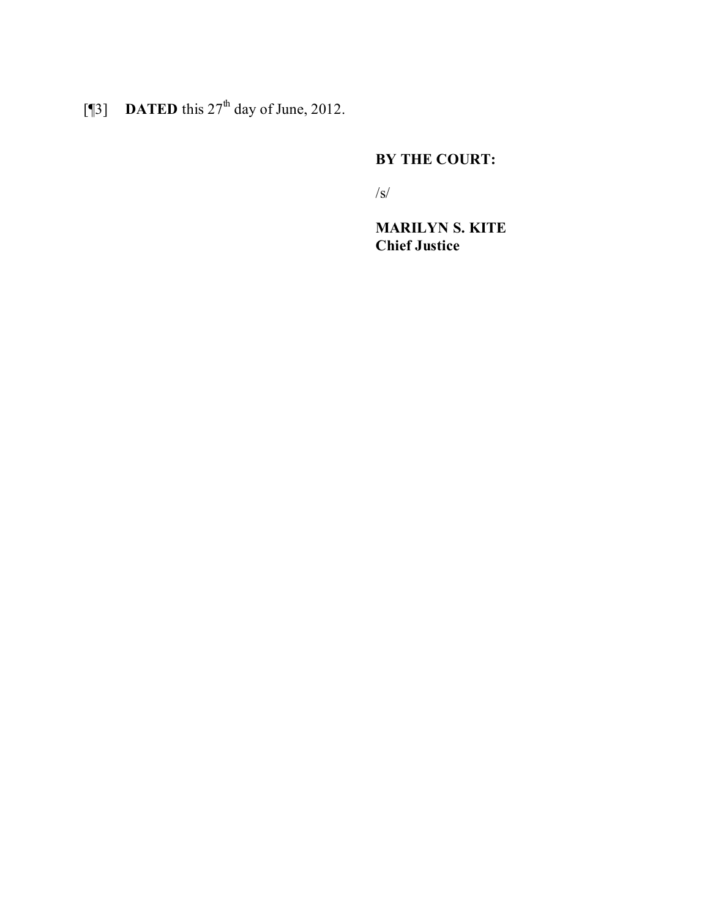[¶3] **DATED** this 27th day of June, 2012.

**BY THE COURT:**

/s/

**MARILYN S. KITE**
**Chief Justice**